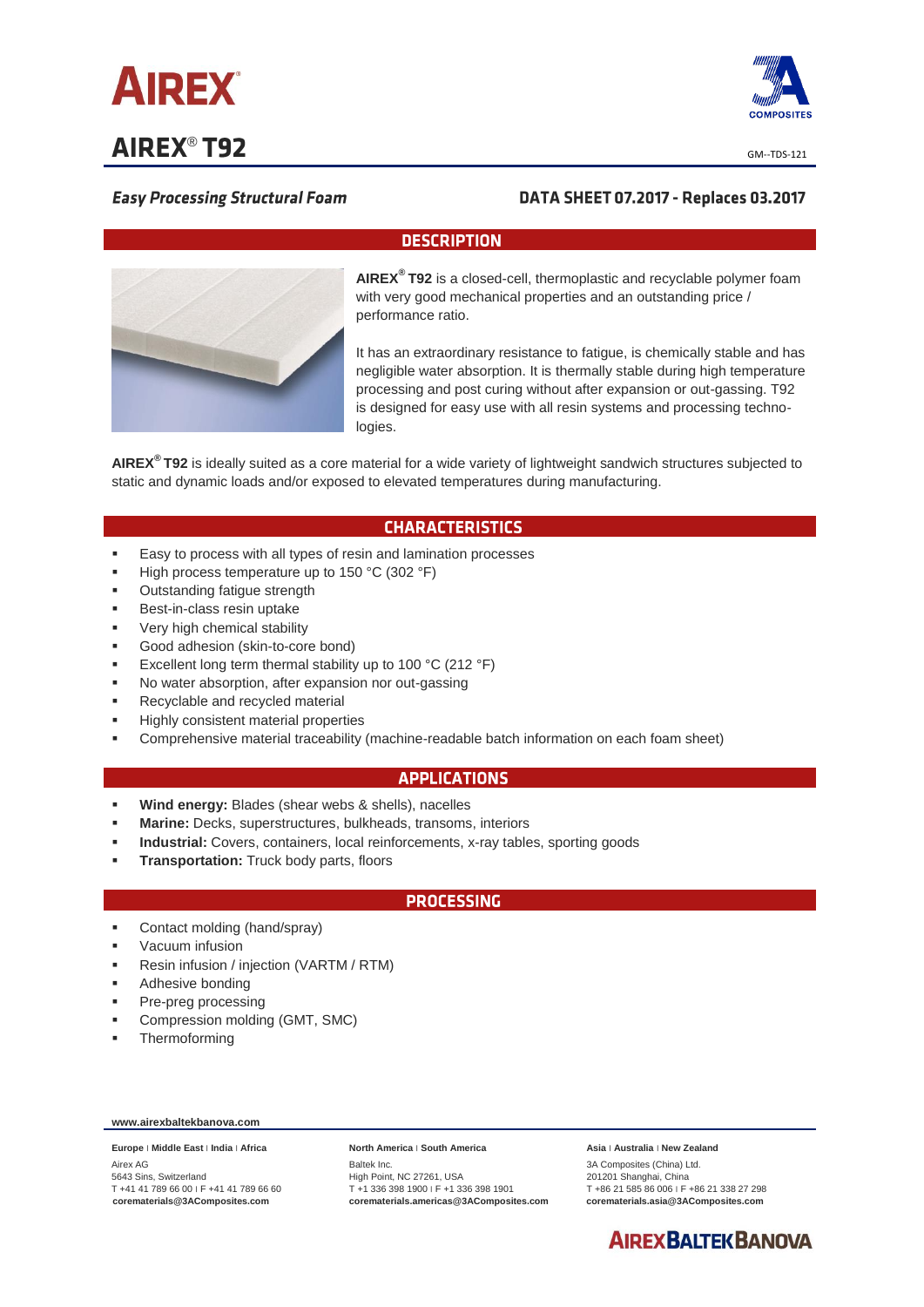# AIREX® T92

GM--TDS-121

*Easy Processing Structural Foam*

**DATA SHEET 07.2017 - Replaces 03.2017**

## DESCRIPTION

**AIREX® T92** is a closed-cell, thermoplastic and recyclable polymer foam with very good mechanical properties and an outstanding price / performance ratio.

It has an extraordinary resistance to fatigue, is chemically stable and has negligible water absorption. It is thermally stable during high temperature processing and post curing without after expansion or out-gassing. T92 is designed for easy use with all resin systems and processing technologies.

**AIREX® T92** is ideally suited as a core material for a wide variety of lightweight sandwich structures subjected to static and dynamic loads and/or exposed to elevated temperatures during manufacturing.

## CHARACTERISTICS

- Easy to process with all types of resin and lamination processes
- High process temperature up to 150 °C (302 °F)
- Outstanding fatigue strength
- Best-in-class resin uptake
- Very high chemical stability
- Good adhesion (skin-to-core bond)
- Excellent long term thermal stability up to 100 °C (212 °F)
- No water absorption, after expansion nor out-gassing
- Recyclable and recycled material
- Highly consistent material properties
- Comprehensive material traceability (machine-readable batch information on each foam sheet)

## APPLICATIONS

- **Wind energy:** Blades (shear webs & shells), nacelles
- **Marine:** Decks, superstructures, bulkheads, transoms, interiors
- **Industrial:** Covers, containers, local reinforcements, x-ray tables, sporting goods
- **Transportation:** Truck body parts, floors

## PROCESSING

- Contact molding (hand/spray)
- Vacuum infusion
- Resin infusion / injection (VARTM / RTM)
- Adhesive bonding
- Pre-preg processing
- Compression molding (GMT, SMC)
- Thermoforming

**www.airexbaltekbanova.com**

**Europe | Middle East | India | Africa**
Airex AG
5643 Sins, Switzerland
T +41 41 789 66 00 | F +41 41 789 66 60
**corematerials@3AComposites.com**

**North America | South America**
Baltek Inc.
High Point, NC 27261, USA
T +1 336 398 1900 | F +1 336 398 1901
**corematerials.americas@3AComposites.com**

**Asia | Australia | New Zealand**
3A Composites (China) Ltd.
201201 Shanghai, China
T +86 21 585 86 006 | F +86 21 338 27 298
**corematerials.asia@3AComposites.com**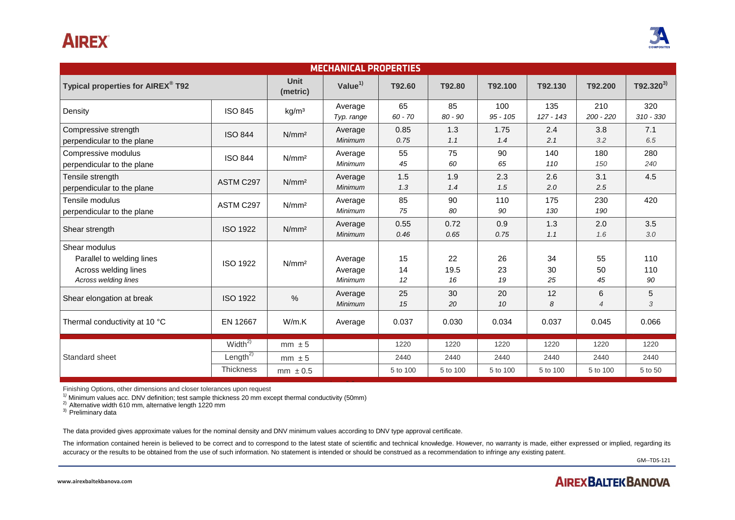## MECHANICAL PROPERTIES

| Typical properties for AIREX® T92 | | Unit (metric) | Value[1] | T92.60 | T92.80 | T92.100 | T92.130 | T92.200 | T92.320[3] |
|---|---|---|---|---|---|---|---|---|---|
| Density | ISO 845 | kg/m³ | Average<br>*Typ. range* | 65<br>*60 - 70* | 85<br>*80 - 90* | 100<br>*95 - 105* | 135<br>*127 - 143* | 210<br>*200 - 220* | 320<br>*310 - 330* |
| Compressive strength perpendicular to the plane | ISO 844 | N/mm² | Average<br>*Minimum* | 0.85<br>*0.75* | 1.3<br>*1.1* | 1.75<br>*1.4* | 2.4<br>*2.1* | 3.8<br>*3.2* | 7.1<br>*6.5* |
| Compressive modulus perpendicular to the plane | ISO 844 | N/mm² | Average<br>*Minimum* | 55<br>*45* | 75<br>*60* | 90<br>*65* | 140<br>*110* | 180<br>*150* | 280<br>*240* |
| Tensile strength perpendicular to the plane | ASTM C297 | N/mm² | Average<br>*Minimum* | 1.5<br>*1.3* | 1.9<br>*1.4* | 2.3<br>*1.5* | 2.6<br>*2.0* | 3.1<br>*2.5* | 4.5 |
| Tensile modulus perpendicular to the plane | ASTM C297 | N/mm² | Average<br>*Minimum* | 85<br>*75* | 90<br>*80* | 110<br>*90* | 175<br>*130* | 230<br>*190* | 420 |
| Shear strength | ISO 1922 | N/mm² | Average<br>*Minimum* | 0.55<br>*0.46* | 0.72<br>*0.65* | 0.9<br>*0.75* | 1.3<br>*1.1* | 2.0<br>*1.6* | 3.5<br>*3.0* |
| Shear modulus<br>Parallel to welding lines<br>Across welding lines<br>*Across welding lines* | ISO 1922 | N/mm² | Average<br>Average<br>*Minimum* | 15<br>14<br>*12* | 22<br>19.5<br>*16* | 26<br>23<br>*19* | 34<br>30<br>*25* | 55<br>50<br>*45* | 110<br>110<br>*90* |
| Shear elongation at break | ISO 1922 | % | Average<br>*Minimum* | 25<br>*15* | 30<br>*20* | 20<br>*10* | 12<br>*8* | 6<br>*4* | 5<br>*3* |
| Thermal conductivity at 10 °C | EN 12667 | W/m.K | Average | 0.037 | 0.030 | 0.034 | 0.037 | 0.045 | 0.066 |
| Standard sheet | Width[2] | mm ± 5 | | 1220 | 1220 | 1220 | 1220 | 1220 | 1220 |
| | Length[2] | mm ± 5 | | 2440 | 2440 | 2440 | 2440 | 2440 | 2440 |
| | Thickness | mm ± 0.5 | | 5 to 100 | 5 to 100 | 5 to 100 | 5 to 100 | 5 to 100 | 5 to 50 |

Finishing Options, other dimensions and closer tolerances upon request

[1] Minimum values acc. DNV definition; test sample thickness 20 mm except thermal conductivity (50mm)

[2] Alternative width 610 mm, alternative length 1220 mm

[3] Preliminary data

The data provided gives approximate values for the nominal density and DNV minimum values according to DNV type approval certificate.

The information contained herein is believed to be correct and to correspond to the latest state of scientific and technical knowledge. However, no warranty is made, either expressed or implied, regarding its accuracy or the results to be obtained from the use of such information. No statement is intended or should be construed as a recommendation to infringe any existing patent.

GM--TDS-121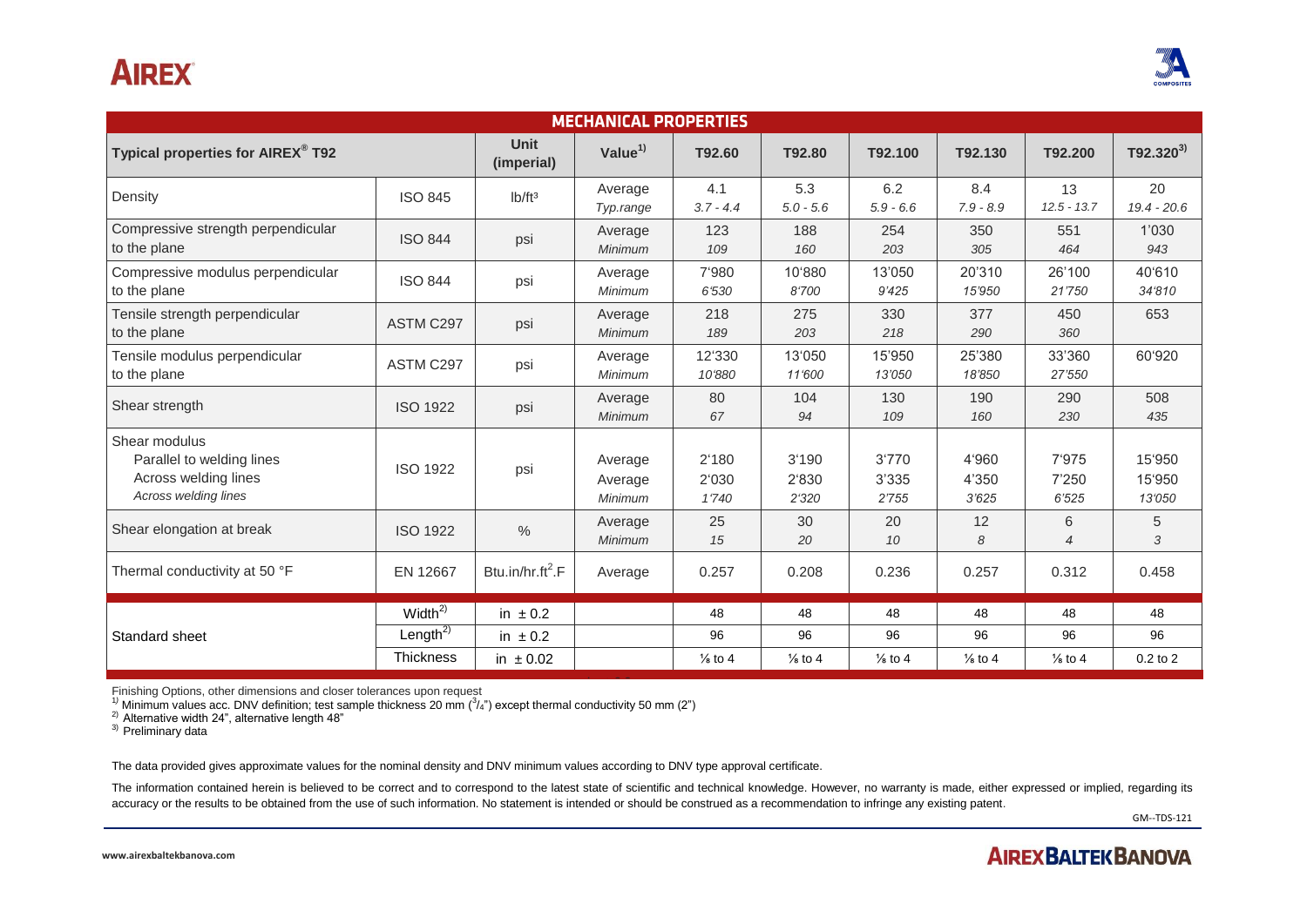## MECHANICAL PROPERTIES

| Typical properties for AIREX® T92 | | Unit (imperial) | Value[1] | T92.60 | T92.80 | T92.100 | T92.130 | T92.200 | T92.320[3] |
|---|---|---|---|---|---|---|---|---|---|
| Density | ISO 845 | lb/ft³ | Average<br>*Typ.range* | 4.1<br>*3.7 - 4.4* | 5.3<br>*5.0 - 5.6* | 6.2<br>*5.9 - 6.6* | 8.4<br>*7.9 - 8.9* | 13<br>*12.5 - 13.7* | 20<br>*19.4 - 20.6* |
| Compressive strength perpendicular to the plane | ISO 844 | psi | Average<br>*Minimum* | 123<br>*109* | 188<br>*160* | 254<br>*203* | 350<br>*305* | 551<br>*464* | 1'030<br>*943* |
| Compressive modulus perpendicular to the plane | ISO 844 | psi | Average<br>*Minimum* | 7'980<br>*6'530* | 10'880<br>*8'700* | 13'050<br>*9'425* | 20'310<br>*15'950* | 26'100<br>*21'750* | 40'610<br>*34'810* |
| Tensile strength perpendicular to the plane | ASTM C297 | psi | Average<br>*Minimum* | 218<br>*189* | 275<br>*203* | 330<br>*218* | 377<br>*290* | 450<br>*360* | 653 |
| Tensile modulus perpendicular to the plane | ASTM C297 | psi | Average<br>*Minimum* | 12'330<br>*10'880* | 13'050<br>*11'600* | 15'950<br>*13'050* | 25'380<br>*18'850* | 33'360<br>*27'550* | 60'920 |
| Shear strength | ISO 1922 | psi | Average<br>*Minimum* | 80<br>*67* | 104<br>*94* | 130<br>*109* | 190<br>*160* | 290<br>*230* | 508<br>*435* |
| Shear modulus<br>Parallel to welding lines<br>Across welding lines<br>*Across welding lines* | ISO 1922 | psi | Average<br>Average<br>*Minimum* | 2'180<br>2'030<br>*1'740* | 3'190<br>2'830<br>*2'320* | 3'770<br>3'335<br>*2'755* | 4'960<br>4'350<br>*3'625* | 7'975<br>7'250<br>*6'525* | 15'950<br>15'950<br>*13'050* |
| Shear elongation at break | ISO 1922 | % | Average<br>*Minimum* | 25<br>*15* | 30<br>*20* | 20<br>*10* | 12<br>*8* | 6<br>*4* | 5<br>*3* |
| Thermal conductivity at 50 °F | EN 12667 | Btu.in/hr.ft².F | Average | 0.257 | 0.208 | 0.236 | 0.257 | 0.312 | 0.458 |
| Standard sheet | Width[2] | in ± 0.2 | | 48 | 48 | 48 | 48 | 48 | 48 |
| | Length[2] | in ± 0.2 | | 96 | 96 | 96 | 96 | 96 | 96 |
| | Thickness | in ± 0.02 | | ⅛ to 4 | ⅛ to 4 | ⅛ to 4 | ⅛ to 4 | ⅛ to 4 | 0.2 to 2 |

Finishing Options, other dimensions and closer tolerances upon request

[1] Minimum values acc. DNV definition; test sample thickness 20 mm (3/4") except thermal conductivity 50 mm (2")

[2] Alternative width 24", alternative length 48"

[3] Preliminary data

The data provided gives approximate values for the nominal density and DNV minimum values according to DNV type approval certificate.

The information contained herein is believed to be correct and to correspond to the latest state of scientific and technical knowledge. However, no warranty is made, either expressed or implied, regarding its accuracy or the results to be obtained from the use of such information. No statement is intended or should be construed as a recommendation to infringe any existing patent.

GM--TDS-121

www.airexbaltekbanova.com